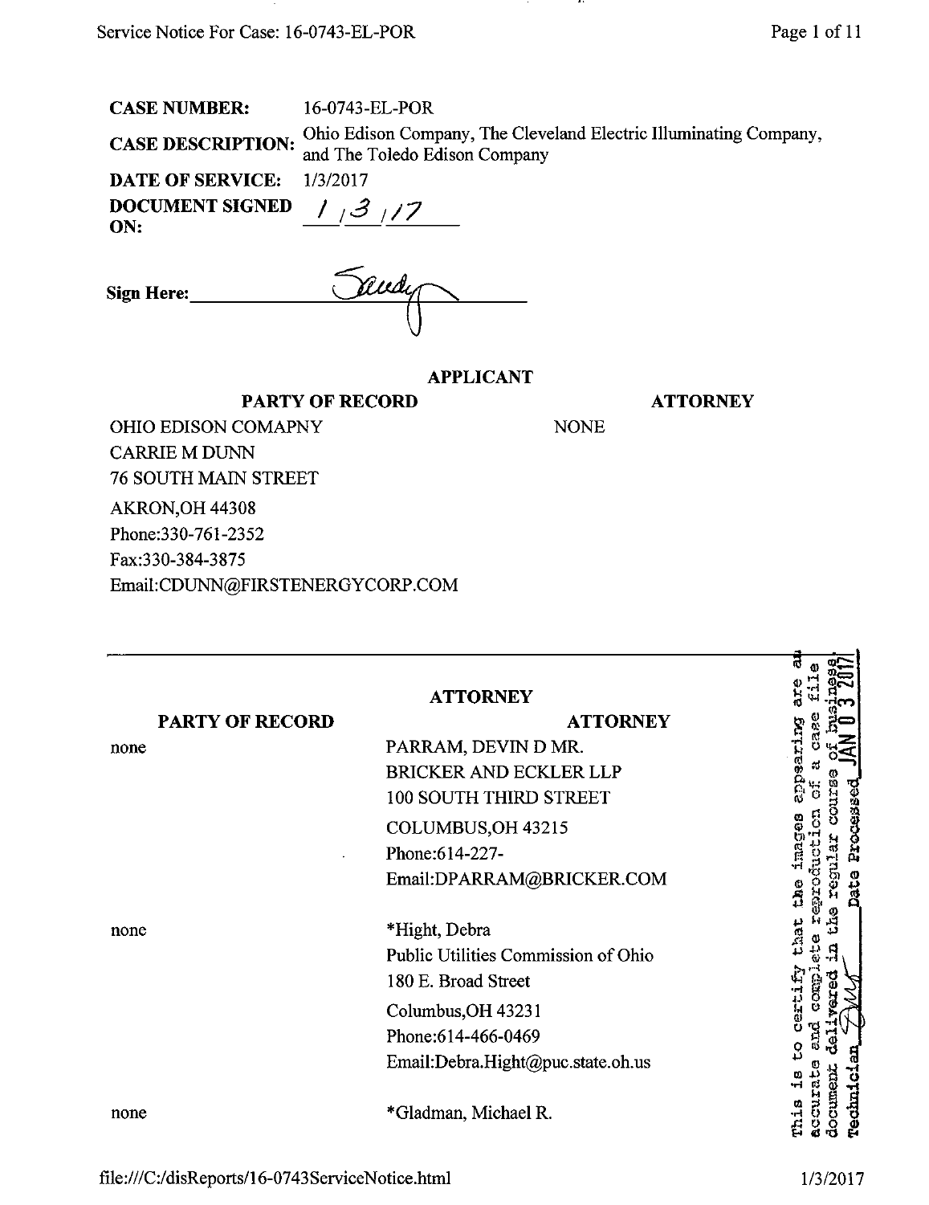**CASE NUMBER:** 16-0743-EL-POR

**CASE DESCRIPTION:** Ohio Edison Company, The Cleveland Electric Illuminating Company, and The Toledo Edison Company

**DATE OF SERVICE:** 1/3/2017

**DOCUMENT SIGNED ON:** 1/3/17

**Sign Here:** Sandy

**APPLICANT**

| PARTY OF RECORD | ATTORNEY |
|---|---|
| OHIO EDISON COMAPNY<br>CARRIE M DUNN<br>76 SOUTH MAIN STREET<br>AKRON,OH 44308<br>Phone:330-761-2352<br>Fax:330-384-3875<br>Email:CDUNN@FIRSTENERGYCORP.COM | NONE |

**ATTORNEY**

| PARTY OF RECORD | ATTORNEY |
|---|---|
| none | PARRAM, DEVIN D MR.<br>BRICKER AND ECKLER LLP<br>100 SOUTH THIRD STREET<br>COLUMBUS,OH 43215<br>Phone:614-227-<br>Email:DPARRAM@BRICKER.COM |
| none | *Hight, Debra<br>Public Utilities Commission of Ohio<br>180 E. Broad Street<br>Columbus,OH 43231<br>Phone:614-466-0469<br>Email:Debra.Hight@puc.state.oh.us |
| none | *Gladman, Michael R. |

This is to certify that the images appearing are an accurate and complete reproduction of a case file document delivered in the regular course of business. Technician DM Date Processed JAN 03 2017

file:///C:/disReports/16-0743ServiceNotice.html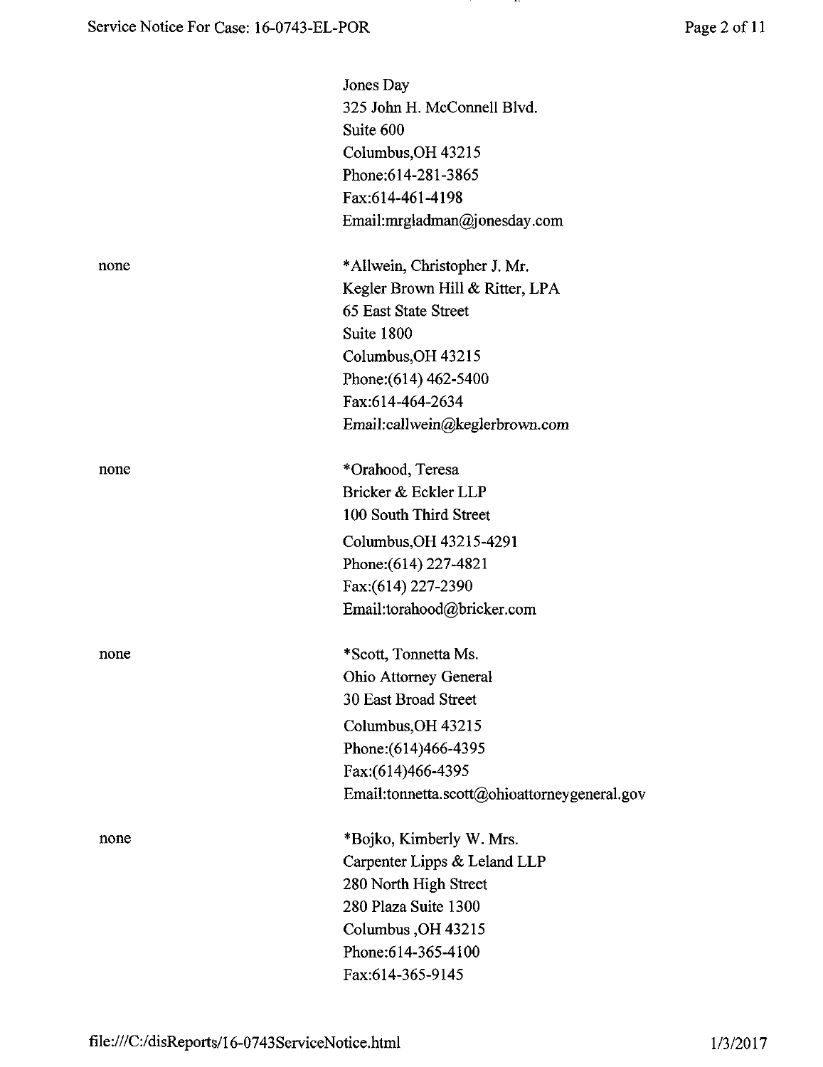| | |
|---|---|
| | Jones Day<br>325 John H. McConnell Blvd.<br>Suite 600<br>Columbus,OH 43215<br>Phone:614-281-3865<br>Fax:614-461-4198<br>Email:mrgladman@jonesday.com |
| none | *Allwein, Christopher J. Mr.<br>Kegler Brown Hill & Ritter, LPA<br>65 East State Street<br>Suite 1800<br>Columbus,OH 43215<br>Phone:(614) 462-5400<br>Fax:614-464-2634<br>Email:callwein@keglerbrown.com |
| none | *Orahood, Teresa<br>Bricker & Eckler LLP<br>100 South Third Street<br>Columbus,OH 43215-4291<br>Phone:(614) 227-4821<br>Fax:(614) 227-2390<br>Email:torahood@bricker.com |
| none | *Scott, Tonnetta Ms.<br>Ohio Attorney General<br>30 East Broad Street<br>Columbus,OH 43215<br>Phone:(614)466-4395<br>Fax:(614)466-4395<br>Email:tonnetta.scott@ohioattorneygeneral.gov |
| none | *Bojko, Kimberly W. Mrs.<br>Carpenter Lipps & Leland LLP<br>280 North High Street<br>280 Plaza Suite 1300<br>Columbus ,OH 43215<br>Phone:614-365-4100<br>Fax:614-365-9145 |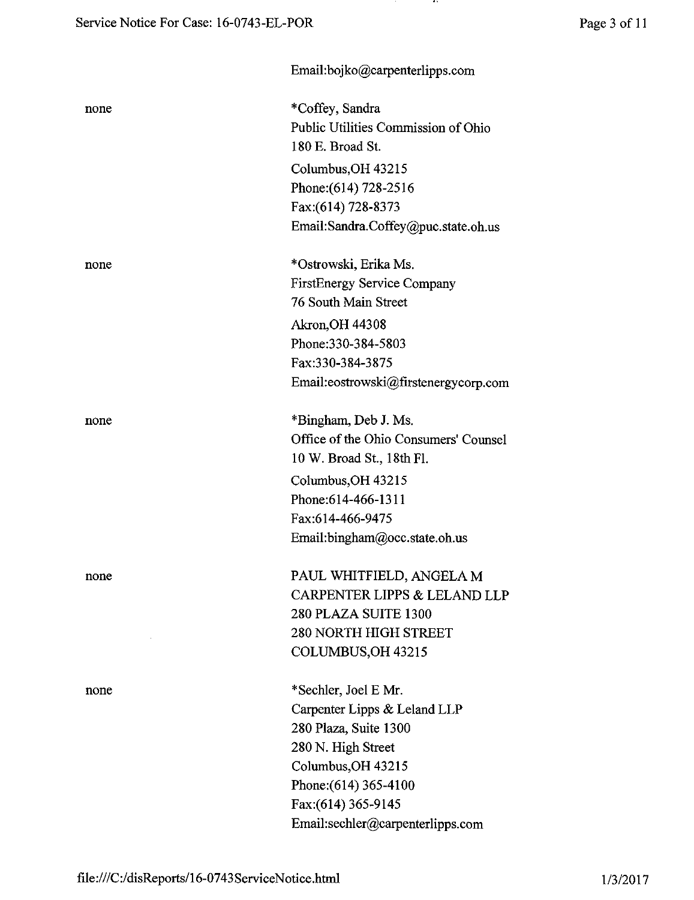Email:bojko@carpenterlipps.com

| | |
|---|---|
| none | *Coffey, Sandra<br>Public Utilities Commission of Ohio<br>180 E. Broad St.<br>Columbus,OH 43215<br>Phone:(614) 728-2516<br>Fax:(614) 728-8373<br>Email:Sandra.Coffey@puc.state.oh.us |
| none | *Ostrowski, Erika Ms.<br>FirstEnergy Service Company<br>76 South Main Street<br>Akron,OH 44308<br>Phone:330-384-5803<br>Fax:330-384-3875<br>Email:eostrowski@firstenergycorp.com |
| none | *Bingham, Deb J. Ms.<br>Office of the Ohio Consumers' Counsel<br>10 W. Broad St., 18th Fl.<br>Columbus,OH 43215<br>Phone:614-466-1311<br>Fax:614-466-9475<br>Email:bingham@occ.state.oh.us |
| none | PAUL WHITFIELD, ANGELA M<br>CARPENTER LIPPS & LELAND LLP<br>280 PLAZA SUITE 1300<br>280 NORTH HIGH STREET<br>COLUMBUS,OH 43215 |
| none | *Sechler, Joel E Mr.<br>Carpenter Lipps & Leland LLP<br>280 Plaza, Suite 1300<br>280 N. High Street<br>Columbus,OH 43215<br>Phone:(614) 365-4100<br>Fax:(614) 365-9145<br>Email:sechler@carpenterlipps.com |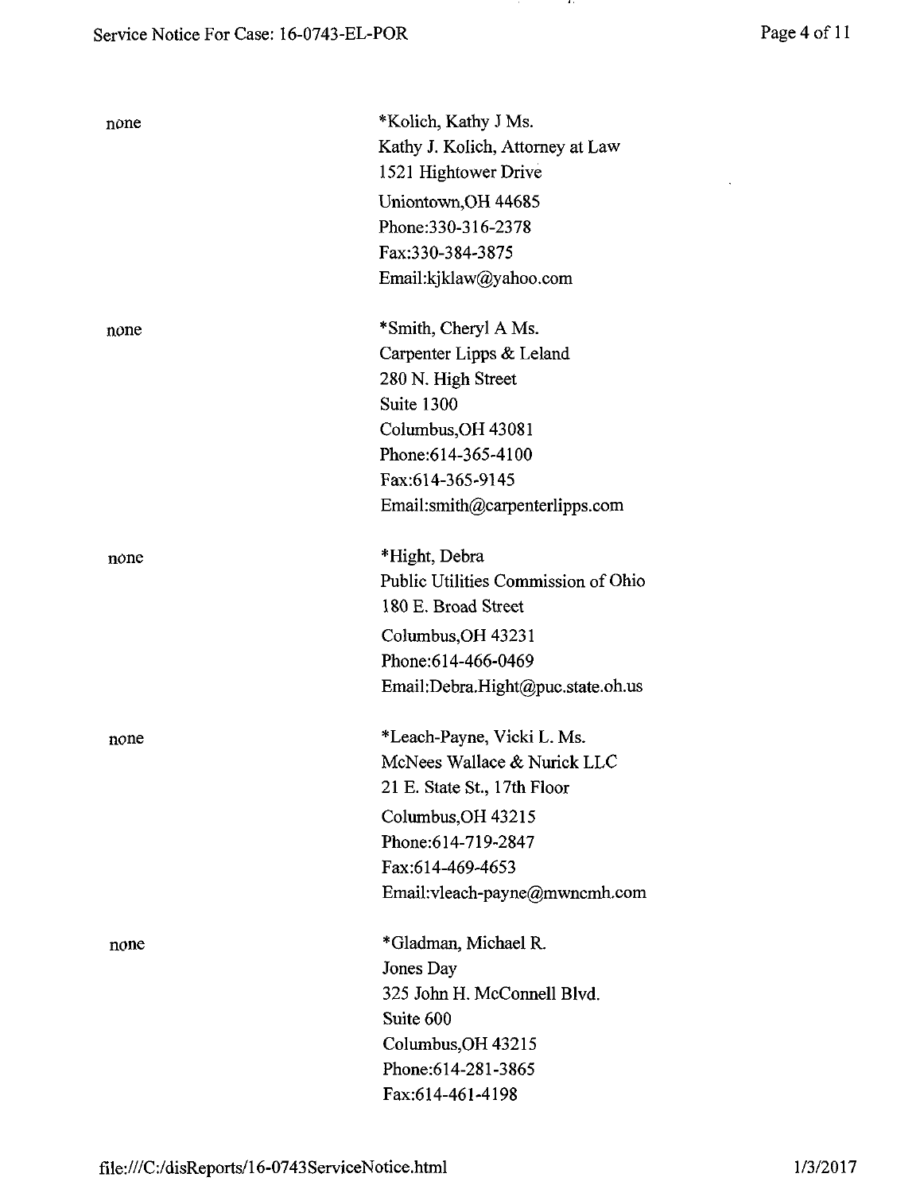none

*Kolich, Kathy J Ms.
Kathy J. Kolich, Attorney at Law
1521 Hightower Drive
Uniontown,OH 44685
Phone:330-316-2378
Fax:330-384-3875
Email:kjklaw@yahoo.com

none

*Smith, Cheryl A Ms.
Carpenter Lipps & Leland
280 N. High Street
Suite 1300
Columbus,OH 43081
Phone:614-365-4100
Fax:614-365-9145
Email:smith@carpenterlipps.com

none

*Hight, Debra
Public Utilities Commission of Ohio
180 E. Broad Street
Columbus,OH 43231
Phone:614-466-0469
Email:Debra.Hight@puc.state.oh.us

none

*Leach-Payne, Vicki L. Ms.
McNees Wallace & Nurick LLC
21 E. State St., 17th Floor
Columbus,OH 43215
Phone:614-719-2847
Fax:614-469-4653
Email:vleach-payne@mwncmh.com

none

*Gladman, Michael R.
Jones Day
325 John H. McConnell Blvd.
Suite 600
Columbus,OH 43215
Phone:614-281-3865
Fax:614-461-4198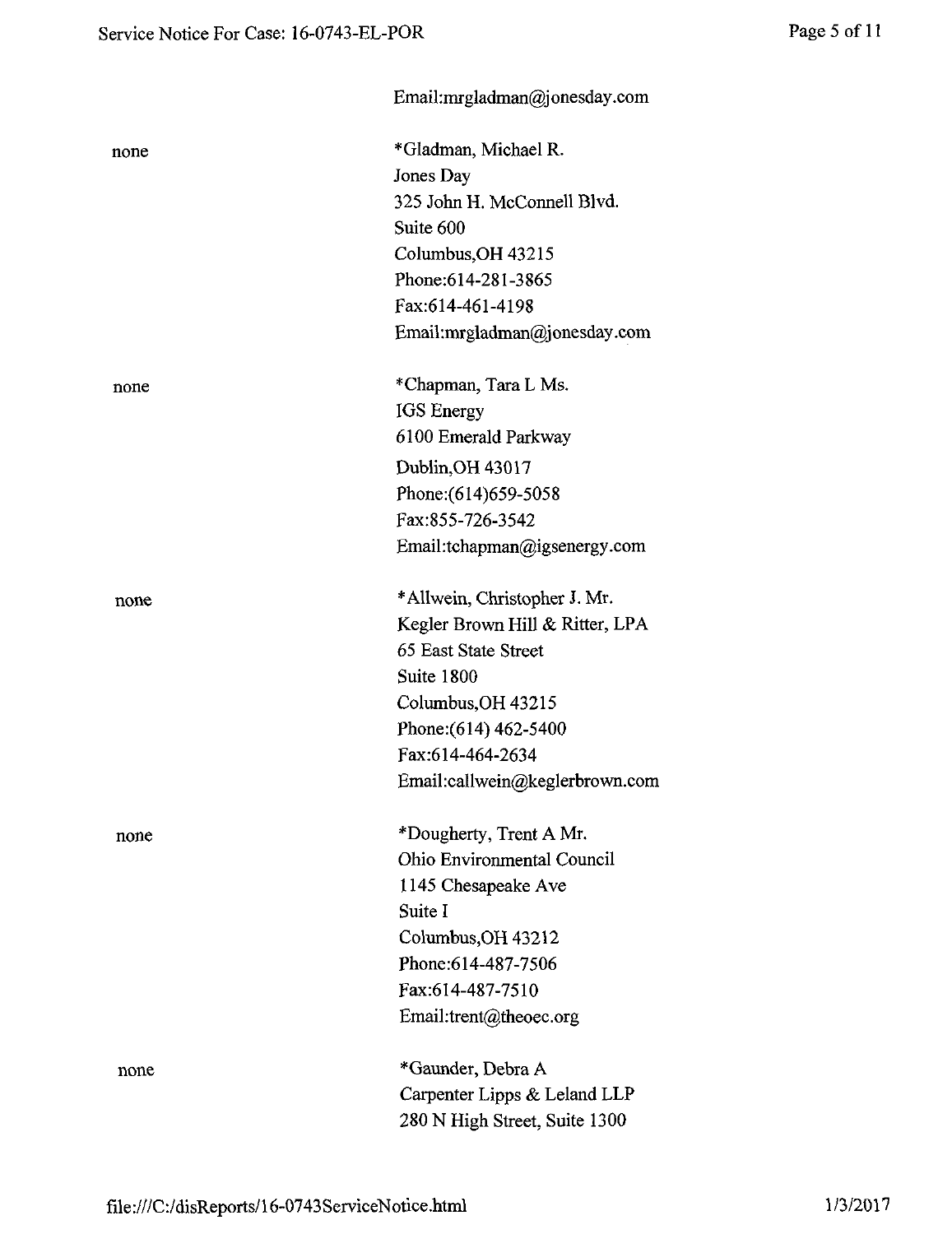Email:mrgladman@jonesday.com

| | |
|---|---|
| none | *Gladman, Michael R.<br>Jones Day<br>325 John H. McConnell Blvd.<br>Suite 600<br>Columbus,OH 43215<br>Phone:614-281-3865<br>Fax:614-461-4198<br>Email:mrgladman@jonesday.com |
| none | *Chapman, Tara L Ms.<br>IGS Energy<br>6100 Emerald Parkway<br>Dublin,OH 43017<br>Phone:(614)659-5058<br>Fax:855-726-3542<br>Email:tchapman@igsenergy.com |
| none | *Allwein, Christopher J. Mr.<br>Kegler Brown Hill & Ritter, LPA<br>65 East State Street<br>Suite 1800<br>Columbus,OH 43215<br>Phone:(614) 462-5400<br>Fax:614-464-2634<br>Email:callwein@keglerbrown.com |
| none | *Dougherty, Trent A Mr.<br>Ohio Environmental Council<br>1145 Chesapeake Ave<br>Suite I<br>Columbus,OH 43212<br>Phone:614-487-7506<br>Fax:614-487-7510<br>Email:trent@theoec.org |
| none | *Gaunder, Debra A<br>Carpenter Lipps & Leland LLP<br>280 N High Street, Suite 1300 |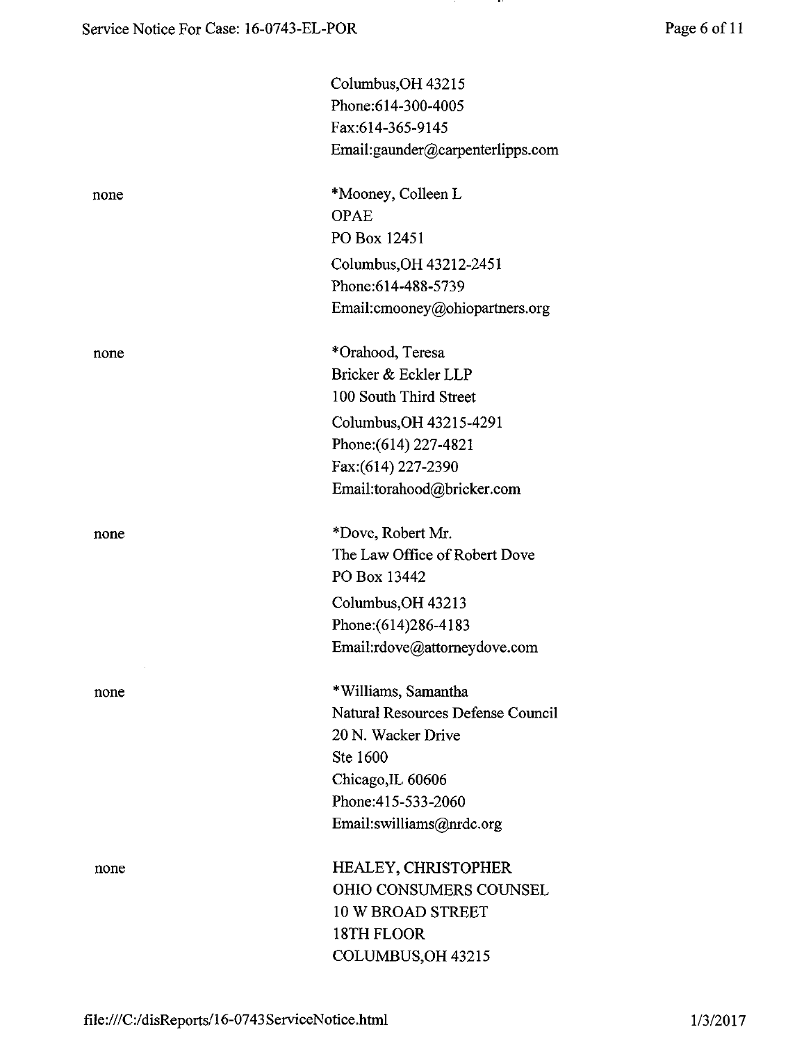Columbus,OH 43215
Phone:614-300-4005
Fax:614-365-9145
Email:gaunder@carpenterlipps.com

none

*Mooney, Colleen L
OPAE
PO Box 12451
Columbus,OH 43212-2451
Phone:614-488-5739
Email:cmooney@ohiopartners.org

none

*Orahood, Teresa
Bricker & Eckler LLP
100 South Third Street
Columbus,OH 43215-4291
Phone:(614) 227-4821
Fax:(614) 227-2390
Email:torahood@bricker.com

none

*Dove, Robert Mr.
The Law Office of Robert Dove
PO Box 13442
Columbus,OH 43213
Phone:(614)286-4183
Email:rdove@attorneydove.com

none

*Williams, Samantha
Natural Resources Defense Council
20 N. Wacker Drive
Ste 1600
Chicago,IL 60606
Phone:415-533-2060
Email:swilliams@nrdc.org

none

HEALEY, CHRISTOPHER
OHIO CONSUMERS COUNSEL
10 W BROAD STREET
18TH FLOOR
COLUMBUS,OH 43215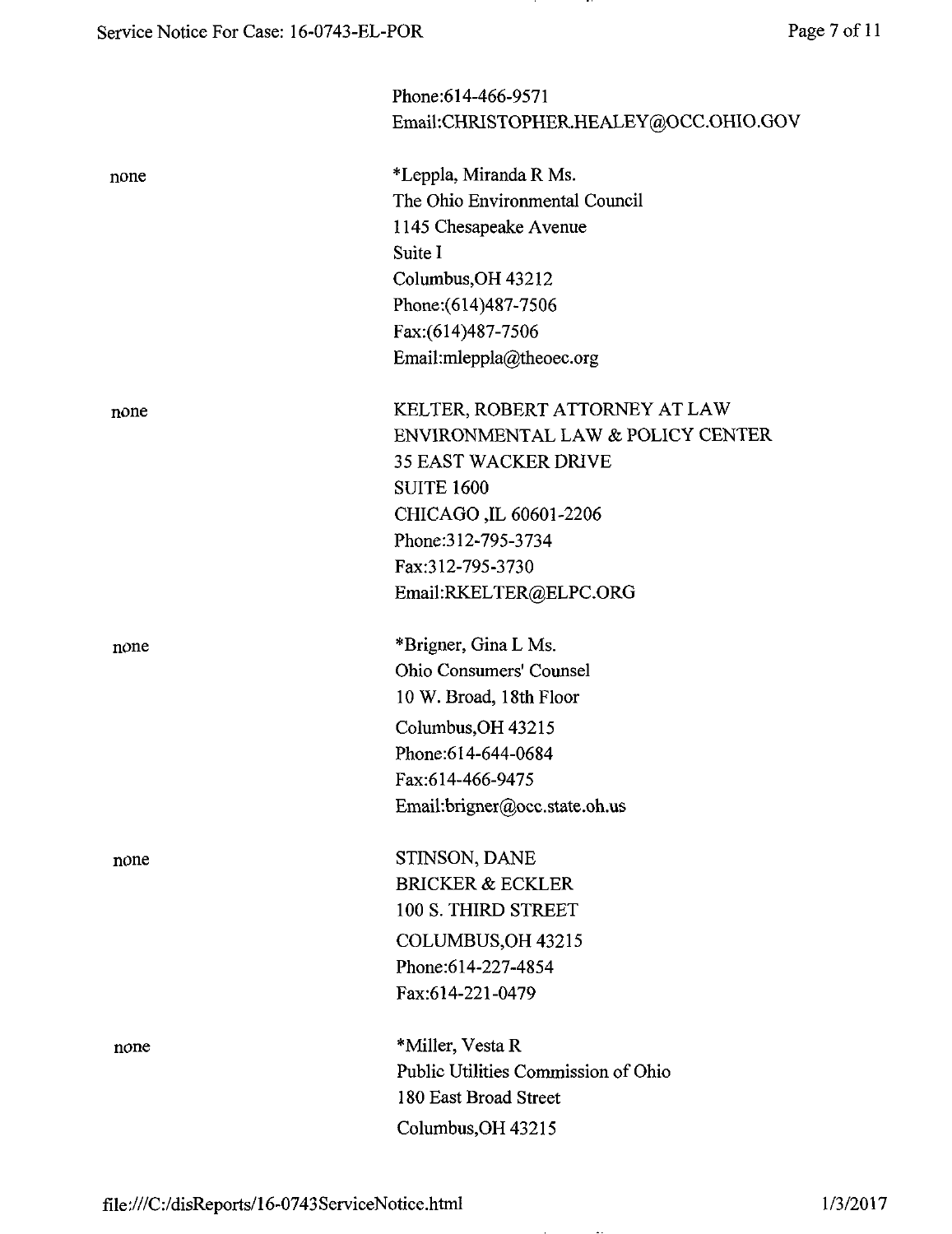Phone:614-466-9571
Email:CHRISTOPHER.HEALEY@OCC.OHIO.GOV

| | |
|---|---|
| none | *Leppla, Miranda R Ms.<br>The Ohio Environmental Council<br>1145 Chesapeake Avenue<br>Suite I<br>Columbus,OH 43212<br>Phone:(614)487-7506<br>Fax:(614)487-7506<br>Email:mleppla@theoec.org |
| none | KELTER, ROBERT ATTORNEY AT LAW<br>ENVIRONMENTAL LAW & POLICY CENTER<br>35 EAST WACKER DRIVE<br>SUITE 1600<br>CHICAGO ,IL 60601-2206<br>Phone:312-795-3734<br>Fax:312-795-3730<br>Email:RKELTER@ELPC.ORG |
| none | *Brigner, Gina L Ms.<br>Ohio Consumers' Counsel<br>10 W. Broad, 18th Floor<br>Columbus,OH 43215<br>Phone:614-644-0684<br>Fax:614-466-9475<br>Email:brigner@occ.state.oh.us |
| none | STINSON, DANE<br>BRICKER & ECKLER<br>100 S. THIRD STREET<br>COLUMBUS,OH 43215<br>Phone:614-227-4854<br>Fax:614-221-0479 |
| none | *Miller, Vesta R<br>Public Utilities Commission of Ohio<br>180 East Broad Street<br>Columbus,OH 43215 |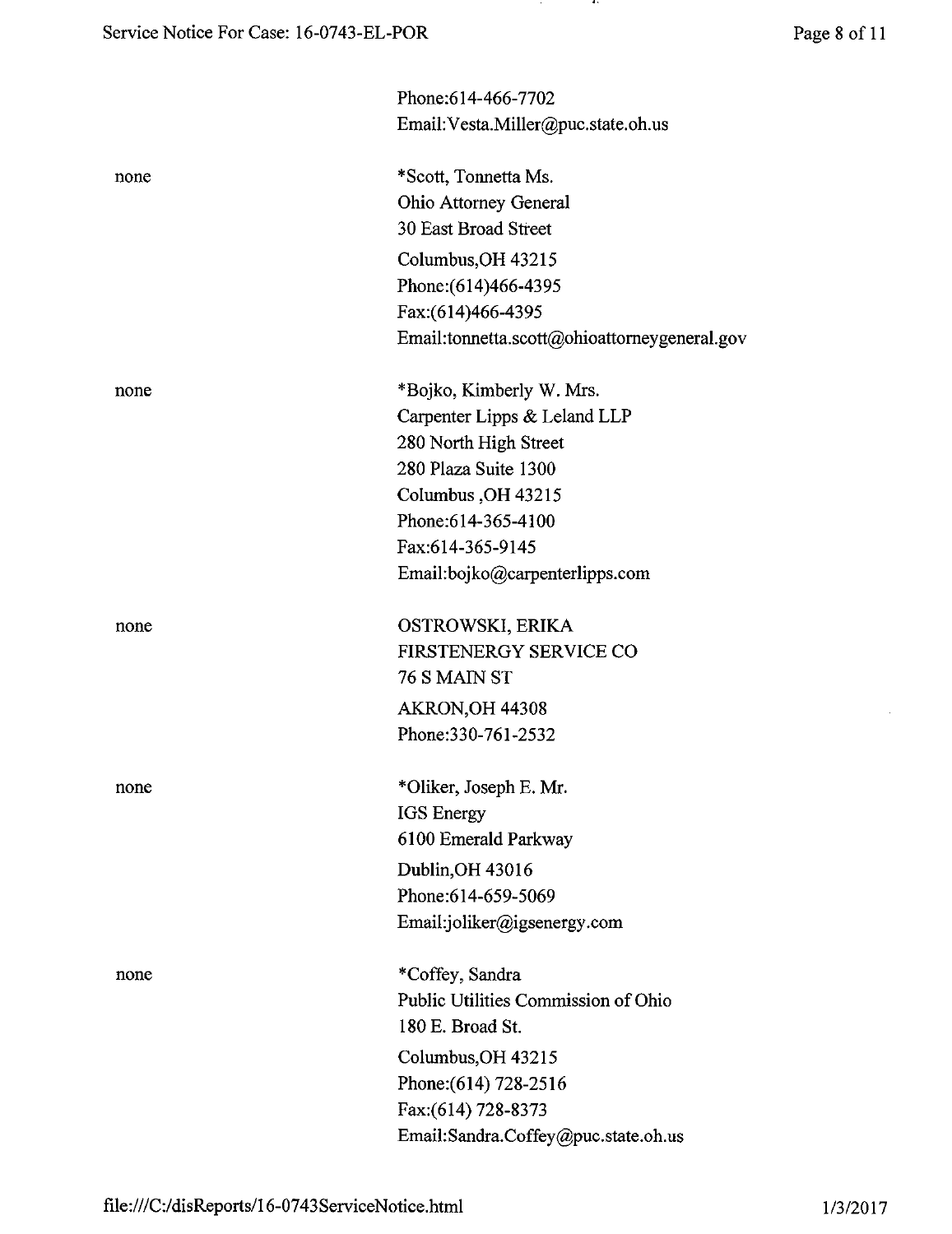Phone:614-466-7702
Email:Vesta.Miller@puc.state.oh.us

none

*Scott, Tonnetta Ms.
Ohio Attorney General
30 East Broad Street
Columbus,OH 43215
Phone:(614)466-4395
Fax:(614)466-4395
Email:tonnetta.scott@ohioattorneygeneral.gov

none

*Bojko, Kimberly W. Mrs.
Carpenter Lipps & Leland LLP
280 North High Street
280 Plaza Suite 1300
Columbus ,OH 43215
Phone:614-365-4100
Fax:614-365-9145
Email:bojko@carpenterlipps.com

none

OSTROWSKI, ERIKA
FIRSTENERGY SERVICE CO
76 S MAIN ST
AKRON,OH 44308
Phone:330-761-2532

none

*Oliker, Joseph E. Mr.
IGS Energy
6100 Emerald Parkway
Dublin,OH 43016
Phone:614-659-5069
Email:joliker@igsenergy.com

none

*Coffey, Sandra
Public Utilities Commission of Ohio
180 E. Broad St.
Columbus,OH 43215
Phone:(614) 728-2516
Fax:(614) 728-8373
Email:Sandra.Coffey@puc.state.oh.us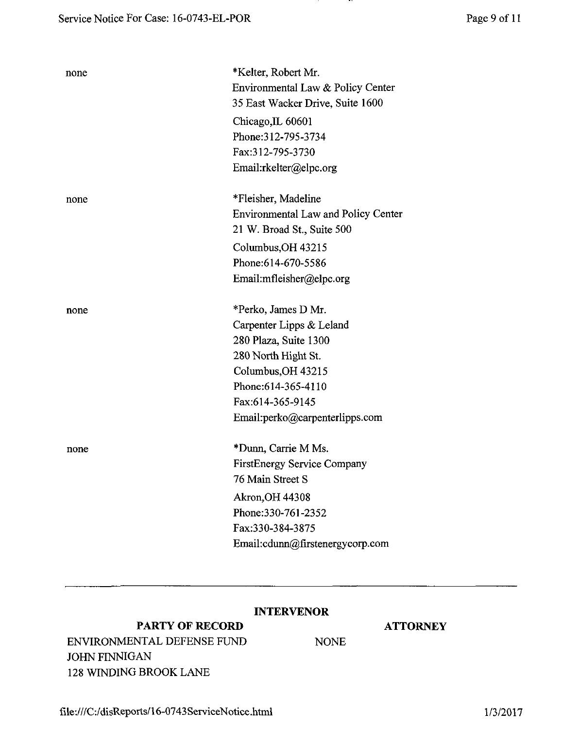| | |
|---|---|
| none | *Kelter, Robert Mr.<br>Environmental Law & Policy Center<br>35 East Wacker Drive, Suite 1600<br>Chicago,IL 60601<br>Phone:312-795-3734<br>Fax:312-795-3730<br>Email:rkelter@elpc.org |
| none | *Fleisher, Madeline<br>Environmental Law and Policy Center<br>21 W. Broad St., Suite 500<br>Columbus,OH 43215<br>Phone:614-670-5586<br>Email:mfleisher@elpc.org |
| none | *Perko, James D Mr.<br>Carpenter Lipps & Leland<br>280 Plaza, Suite 1300<br>280 North Hight St.<br>Columbus,OH 43215<br>Phone:614-365-4110<br>Fax:614-365-9145<br>Email:perko@carpenterlipps.com |
| none | *Dunn, Carrie M Ms.<br>FirstEnergy Service Company<br>76 Main Street S<br>Akron,OH 44308<br>Phone:330-761-2352<br>Fax:330-384-3875<br>Email:cdunn@firstenergycorp.com |

---

**INTERVENOR**

| PARTY OF RECORD | ATTORNEY |
|---|---|
| ENVIRONMENTAL DEFENSE FUND<br>JOHN FINNIGAN<br>128 WINDING BROOK LANE | NONE |

file:///C:/disReports/16-0743ServiceNotice.html 1/3/2017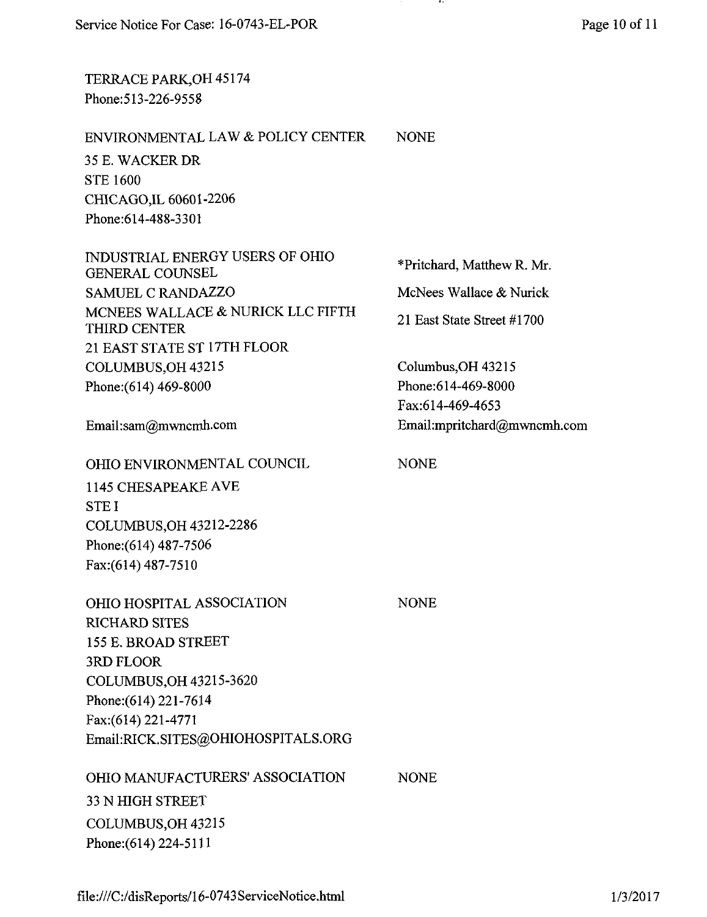TERRACE PARK,OH 45174
Phone:513-226-9558

| | |
|---|---|
| ENVIRONMENTAL LAW & POLICY CENTER<br>35 E. WACKER DR<br>STE 1600<br>CHICAGO,IL 60601-2206<br>Phone:614-488-3301 | NONE |
| INDUSTRIAL ENERGY USERS OF OHIO GENERAL COUNSEL<br>SAMUEL C RANDAZZO<br>MCNEES WALLACE & NURICK LLC FIFTH THIRD CENTER<br>21 EAST STATE ST 17TH FLOOR<br>COLUMBUS,OH 43215<br>Phone:(614) 469-8000<br><br>Email:sam@mwncmh.com | *Pritchard, Matthew R. Mr.<br>McNees Wallace & Nurick<br>21 East State Street #1700<br><br>Columbus,OH 43215<br>Phone:614-469-8000<br>Fax:614-469-4653<br>Email:mpritchard@mwncmh.com |
| OHIO ENVIRONMENTAL COUNCIL<br>1145 CHESAPEAKE AVE<br>STE I<br>COLUMBUS,OH 43212-2286<br>Phone:(614) 487-7506<br>Fax:(614) 487-7510 | NONE |
| OHIO HOSPITAL ASSOCIATION<br>RICHARD SITES<br>155 E. BROAD STREET<br>3RD FLOOR<br>COLUMBUS,OH 43215-3620<br>Phone:(614) 221-7614<br>Fax:(614) 221-4771<br>Email:RICK.SITES@OHIOHOSPITALS.ORG | NONE |
| OHIO MANUFACTURERS' ASSOCIATION<br>33 N HIGH STREET<br>COLUMBUS,OH 43215<br>Phone:(614) 224-5111 | NONE |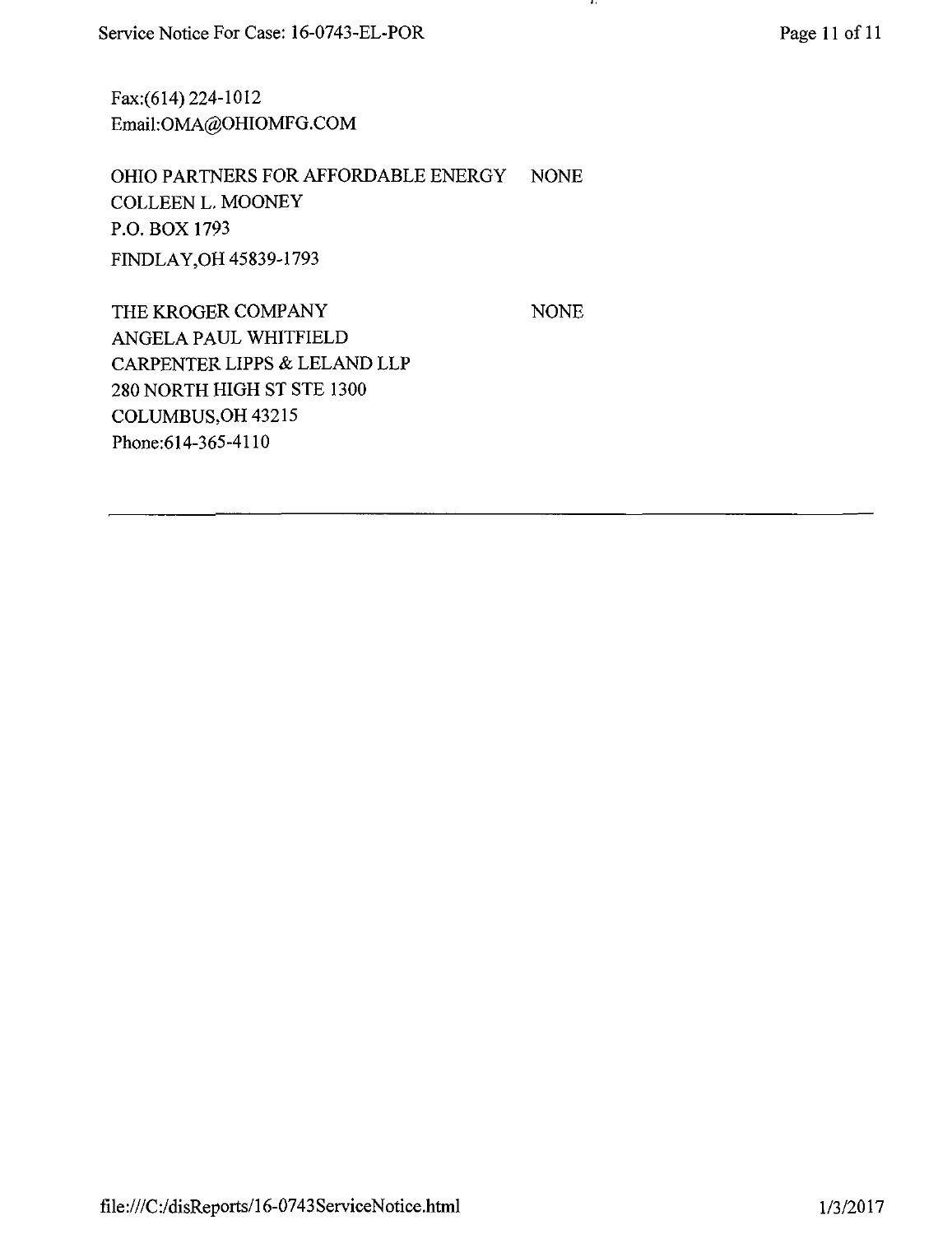Fax:(614) 224-1012
Email:OMA@OHIOMFG.COM

OHIO PARTNERS FOR AFFORDABLE ENERGY NONE
COLLEEN L. MOONEY
P.O. BOX 1793
FINDLAY,OH 45839-1793

THE KROGER COMPANY NONE
ANGELA PAUL WHITFIELD
CARPENTER LIPPS & LELAND LLP
280 NORTH HIGH ST STE 1300
COLUMBUS,OH 43215
Phone:614-365-4110